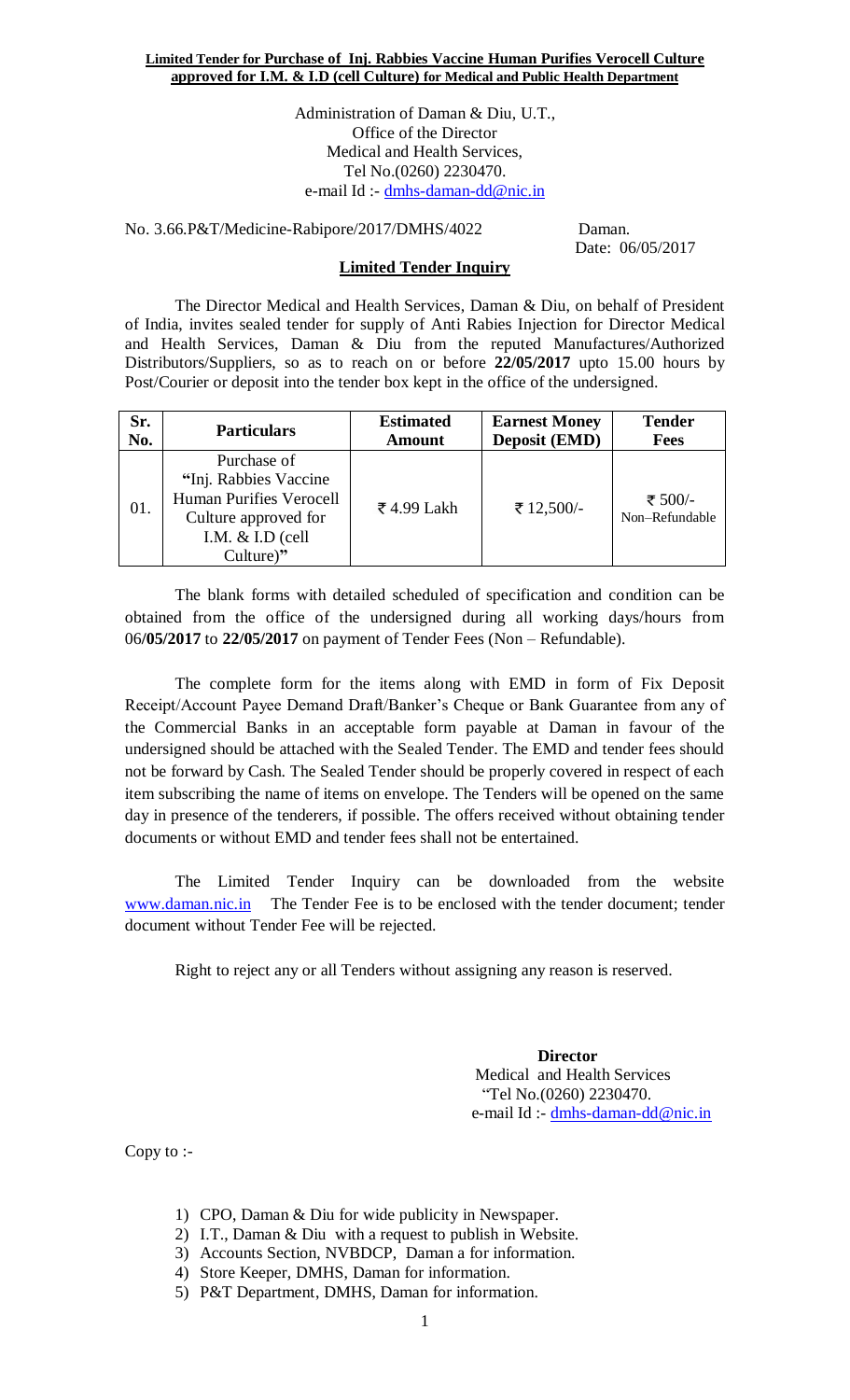**Limited Tender for Purchase of Inj. Rabbies Vaccine Human Purifies Verocell Culture approved for I.M. & I.D (cell Culture) for Medical and Public Health Department**

Administration of Daman & Diu, U.T.,
Office of the Director
Medical and Health Services,
Tel No.(0260) 2230470.
e-mail Id :- dmhs-daman-dd@nic.in

No. 3.66.P&T/Medicine-Rabipore/2017/DMHS/4022 Daman.
Date: 06/05/2017

## Limited Tender Inquiry

The Director Medical and Health Services, Daman & Diu, on behalf of President of India, invites sealed tender for supply of Anti Rabies Injection for Director Medical and Health Services, Daman & Diu from the reputed Manufactures/Authorized Distributors/Suppliers, so as to reach on or before **22/05/2017** upto 15.00 hours by Post/Courier or deposit into the tender box kept in the office of the undersigned.

| Sr. No. | Particulars | Estimated Amount | Earnest Money Deposit (EMD) | Tender Fees |
|---|---|---|---|---|
| 01. | Purchase of **"**Inj. Rabbies Vaccine Human Purifies Verocell Culture approved for I.M. & I.D (cell Culture)**"** | ₹ 4.99 Lakh | ₹ 12,500/- | ₹ 500/- Non–Refundable |

The blank forms with detailed scheduled of specification and condition can be obtained from the office of the undersigned during all working days/hours from 06**/05/2017** to **22/05/2017** on payment of Tender Fees (Non – Refundable).

The complete form for the items along with EMD in form of Fix Deposit Receipt/Account Payee Demand Draft/Banker's Cheque or Bank Guarantee from any of the Commercial Banks in an acceptable form payable at Daman in favour of the undersigned should be attached with the Sealed Tender. The EMD and tender fees should not be forward by Cash. The Sealed Tender should be properly covered in respect of each item subscribing the name of items on envelope. The Tenders will be opened on the same day in presence of the tenderers, if possible. The offers received without obtaining tender documents or without EMD and tender fees shall not be entertained.

The Limited Tender Inquiry can be downloaded from the website www.daman.nic.in The Tender Fee is to be enclosed with the tender document; tender document without Tender Fee will be rejected.

Right to reject any or all Tenders without assigning any reason is reserved.

**Director**
Medical and Health Services
"Tel No.(0260) 2230470.
e-mail Id :- dmhs-daman-dd@nic.in

Copy to :-

1) CPO, Daman & Diu for wide publicity in Newspaper.
2) I.T., Daman & Diu with a request to publish in Website.
3) Accounts Section, NVBDCP, Daman a for information.
4) Store Keeper, DMHS, Daman for information.
5) P&T Department, DMHS, Daman for information.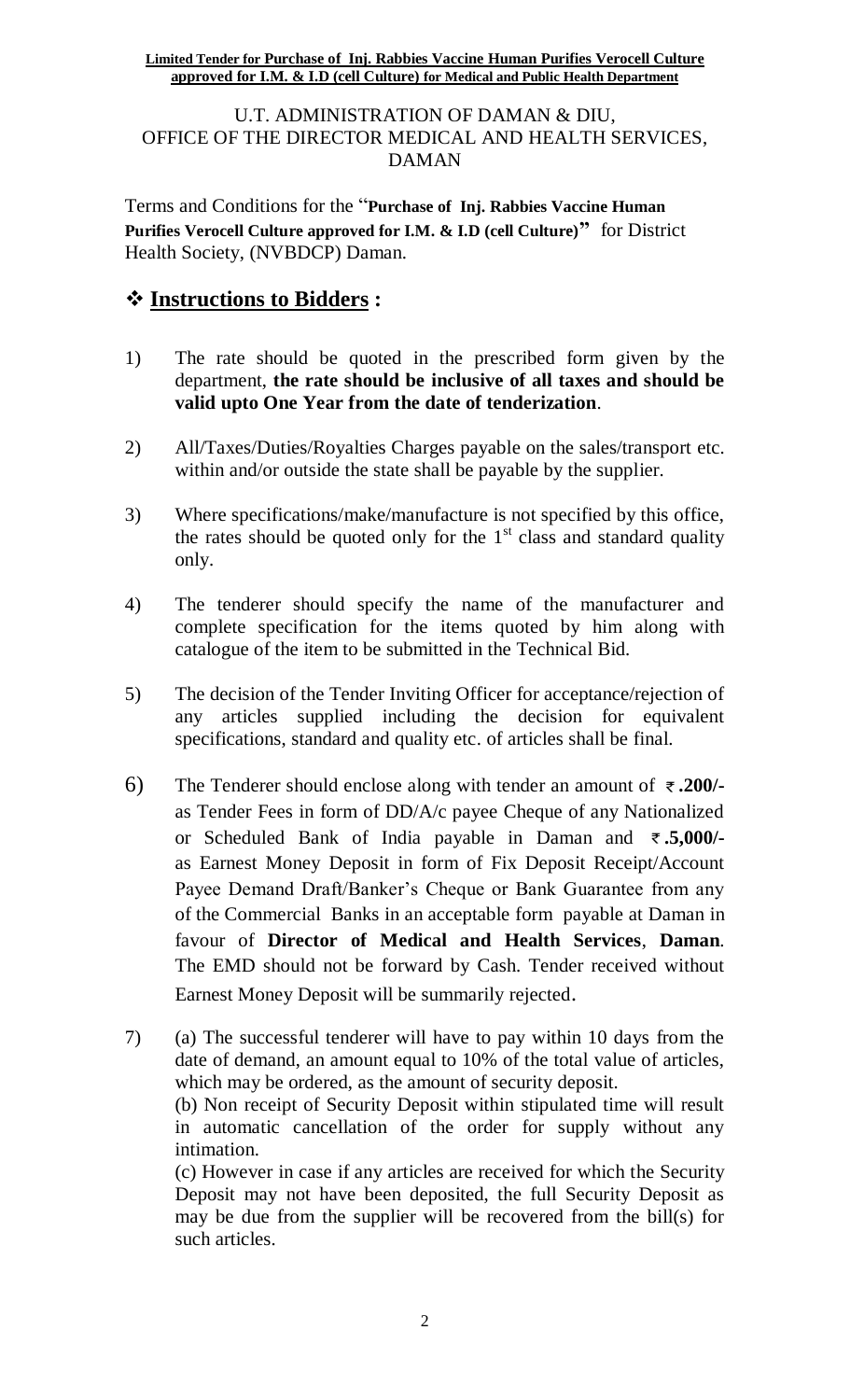**Limited Tender for Purchase of Inj. Rabbies Vaccine Human Purifies Verocell Culture approved for I.M. & I.D (cell Culture) for Medical and Public Health Department**

U.T. ADMINISTRATION OF DAMAN & DIU,
OFFICE OF THE DIRECTOR MEDICAL AND HEALTH SERVICES,
DAMAN

Terms and Conditions for the "**Purchase of Inj. Rabbies Vaccine Human Purifies Verocell Culture approved for I.M. & I.D (cell Culture)**" for District Health Society, (NVBDCP) Daman.

## ❖ **Instructions to Bidders :**

1) The rate should be quoted in the prescribed form given by the department, **the rate should be inclusive of all taxes and should be valid upto One Year from the date of tenderization**.

2) All/Taxes/Duties/Royalties Charges payable on the sales/transport etc. within and/or outside the state shall be payable by the supplier.

3) Where specifications/make/manufacture is not specified by this office, the rates should be quoted only for the 1st class and standard quality only.

4) The tenderer should specify the name of the manufacturer and complete specification for the items quoted by him along with catalogue of the item to be submitted in the Technical Bid.

5) The decision of the Tender Inviting Officer for acceptance/rejection of any articles supplied including the decision for equivalent specifications, standard and quality etc. of articles shall be final.

6) The Tenderer should enclose along with tender an amount of **₹.200/-** as Tender Fees in form of DD/A/c payee Cheque of any Nationalized or Scheduled Bank of India payable in Daman and **₹.5,000/-** as Earnest Money Deposit in form of Fix Deposit Receipt/Account Payee Demand Draft/Banker's Cheque or Bank Guarantee from any of the Commercial Banks in an acceptable form payable at Daman in favour of **Director of Medical and Health Services**, **Daman**. The EMD should not be forward by Cash. Tender received without Earnest Money Deposit will be summarily rejected.

7) (a) The successful tenderer will have to pay within 10 days from the date of demand, an amount equal to 10% of the total value of articles, which may be ordered, as the amount of security deposit.
(b) Non receipt of Security Deposit within stipulated time will result in automatic cancellation of the order for supply without any intimation.
(c) However in case if any articles are received for which the Security Deposit may not have been deposited, the full Security Deposit as may be due from the supplier will be recovered from the bill(s) for such articles.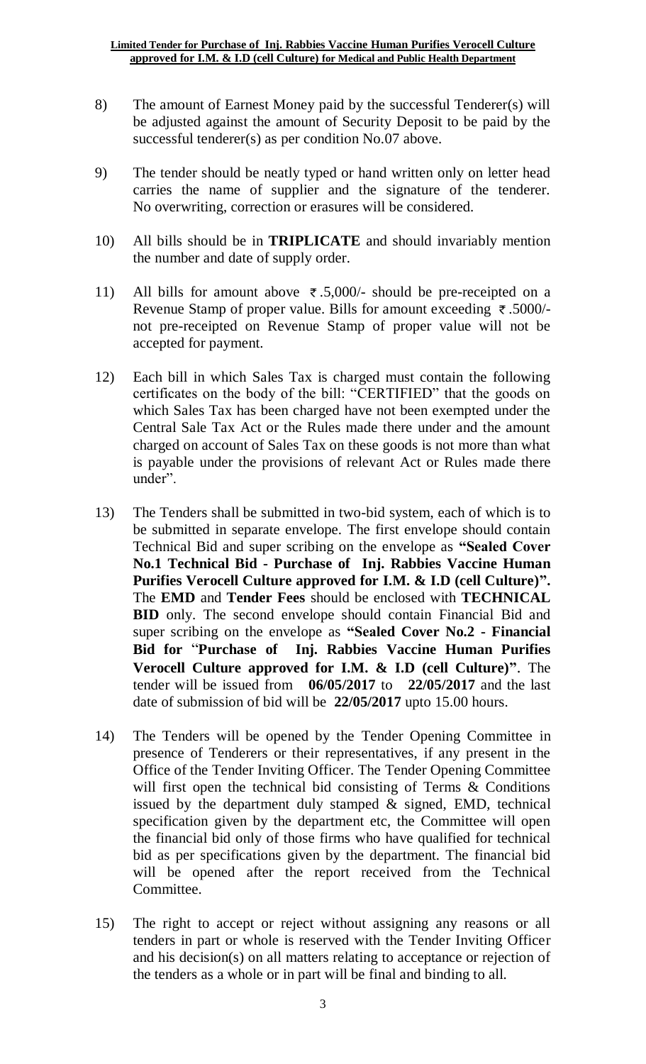8) The amount of Earnest Money paid by the successful Tenderer(s) will be adjusted against the amount of Security Deposit to be paid by the successful tenderer(s) as per condition No.07 above.

9) The tender should be neatly typed or hand written only on letter head carries the name of supplier and the signature of the tenderer. No overwriting, correction or erasures will be considered.

10) All bills should be in **TRIPLICATE** and should invariably mention the number and date of supply order.

11) All bills for amount above ₹.5,000/- should be pre-receipted on a Revenue Stamp of proper value. Bills for amount exceeding ₹.5000/- not pre-receipted on Revenue Stamp of proper value will not be accepted for payment.

12) Each bill in which Sales Tax is charged must contain the following certificates on the body of the bill: "CERTIFIED" that the goods on which Sales Tax has been charged have not been exempted under the Central Sale Tax Act or the Rules made there under and the amount charged on account of Sales Tax on these goods is not more than what is payable under the provisions of relevant Act or Rules made there under".

13) The Tenders shall be submitted in two-bid system, each of which is to be submitted in separate envelope. The first envelope should contain Technical Bid and super scribing on the envelope as **"Sealed Cover No.1 Technical Bid - Purchase of Inj. Rabbies Vaccine Human Purifies Verocell Culture approved for I.M. & I.D (cell Culture)".** The **EMD** and **Tender Fees** should be enclosed with **TECHNICAL BID** only. The second envelope should contain Financial Bid and super scribing on the envelope as **"Sealed Cover No.2 - Financial Bid for "Purchase of Inj. Rabbies Vaccine Human Purifies Verocell Culture approved for I.M. & I.D (cell Culture)"**. The tender will be issued from **06/05/2017** to **22/05/2017** and the last date of submission of bid will be **22/05/2017** upto 15.00 hours.

14) The Tenders will be opened by the Tender Opening Committee in presence of Tenderers or their representatives, if any present in the Office of the Tender Inviting Officer. The Tender Opening Committee will first open the technical bid consisting of Terms & Conditions issued by the department duly stamped & signed, EMD, technical specification given by the department etc, the Committee will open the financial bid only of those firms who have qualified for technical bid as per specifications given by the department. The financial bid will be opened after the report received from the Technical Committee.

15) The right to accept or reject without assigning any reasons or all tenders in part or whole is reserved with the Tender Inviting Officer and his decision(s) on all matters relating to acceptance or rejection of the tenders as a whole or in part will be final and binding to all.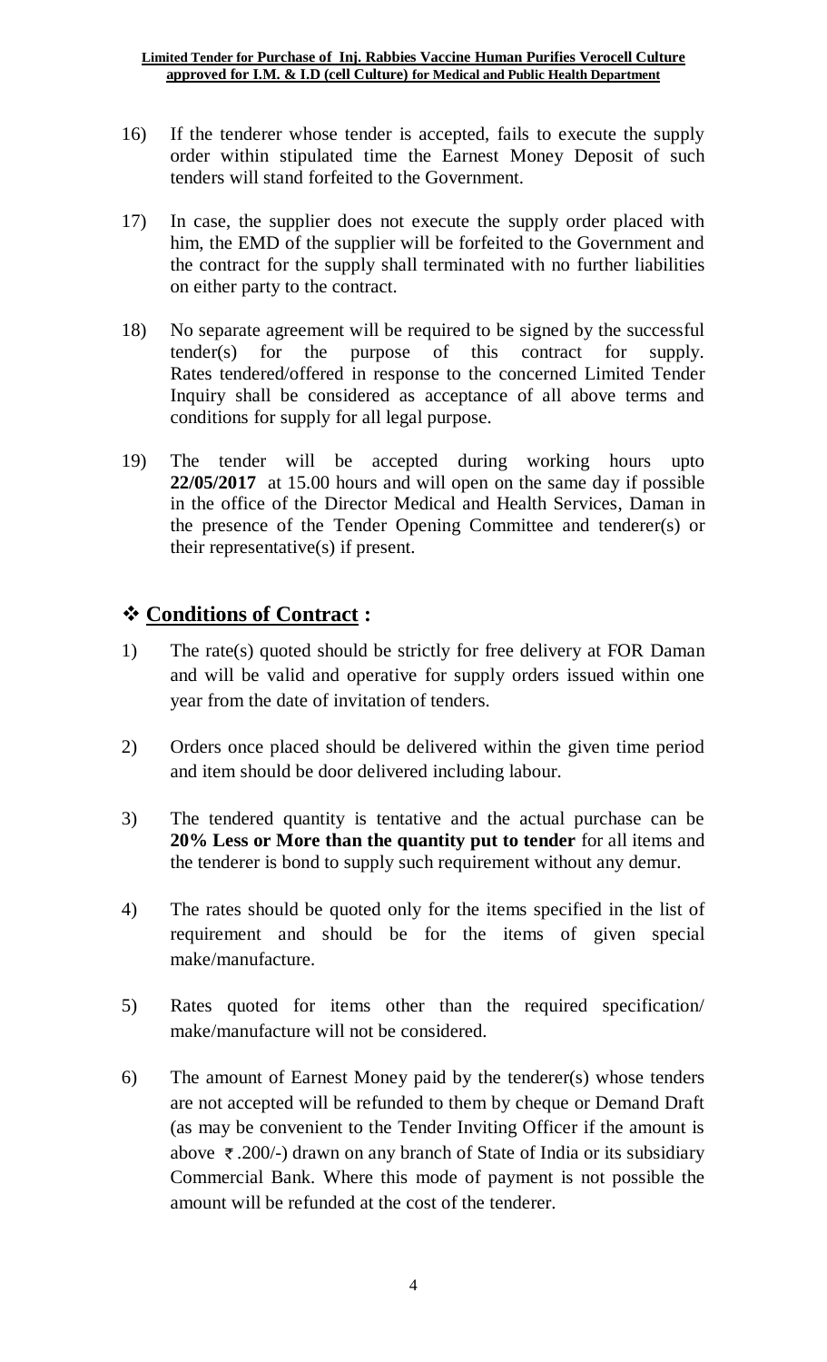16) If the tenderer whose tender is accepted, fails to execute the supply order within stipulated time the Earnest Money Deposit of such tenders will stand forfeited to the Government.

17) In case, the supplier does not execute the supply order placed with him, the EMD of the supplier will be forfeited to the Government and the contract for the supply shall terminated with no further liabilities on either party to the contract.

18) No separate agreement will be required to be signed by the successful tender(s) for the purpose of this contract for supply. Rates tendered/offered in response to the concerned Limited Tender Inquiry shall be considered as acceptance of all above terms and conditions for supply for all legal purpose.

19) The tender will be accepted during working hours upto **22/05/2017** at 15.00 hours and will open on the same day if possible in the office of the Director Medical and Health Services, Daman in the presence of the Tender Opening Committee and tenderer(s) or their representative(s) if present.

## ❖ **Conditions of Contract :**

1) The rate(s) quoted should be strictly for free delivery at FOR Daman and will be valid and operative for supply orders issued within one year from the date of invitation of tenders.

2) Orders once placed should be delivered within the given time period and item should be door delivered including labour.

3) The tendered quantity is tentative and the actual purchase can be **20% Less or More than the quantity put to tender** for all items and the tenderer is bond to supply such requirement without any demur.

4) The rates should be quoted only for the items specified in the list of requirement and should be for the items of given special make/manufacture.

5) Rates quoted for items other than the required specification/ make/manufacture will not be considered.

6) The amount of Earnest Money paid by the tenderer(s) whose tenders are not accepted will be refunded to them by cheque or Demand Draft (as may be convenient to the Tender Inviting Officer if the amount is above ₹.200/-) drawn on any branch of State of India or its subsidiary Commercial Bank. Where this mode of payment is not possible the amount will be refunded at the cost of the tenderer.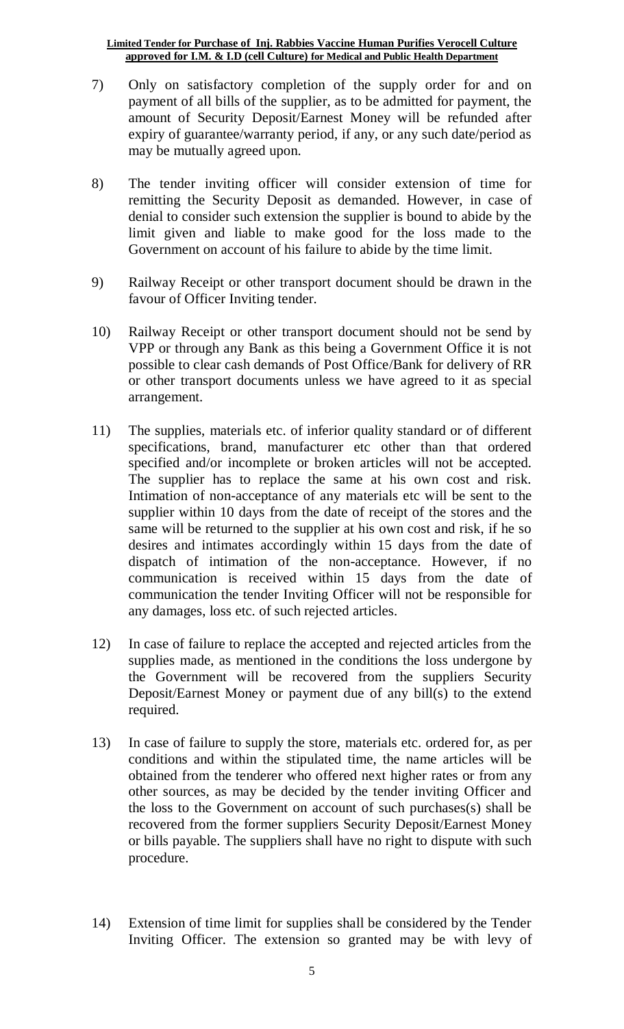7) Only on satisfactory completion of the supply order for and on payment of all bills of the supplier, as to be admitted for payment, the amount of Security Deposit/Earnest Money will be refunded after expiry of guarantee/warranty period, if any, or any such date/period as may be mutually agreed upon.

8) The tender inviting officer will consider extension of time for remitting the Security Deposit as demanded. However, in case of denial to consider such extension the supplier is bound to abide by the limit given and liable to make good for the loss made to the Government on account of his failure to abide by the time limit.

9) Railway Receipt or other transport document should be drawn in the favour of Officer Inviting tender.

10) Railway Receipt or other transport document should not be send by VPP or through any Bank as this being a Government Office it is not possible to clear cash demands of Post Office/Bank for delivery of RR or other transport documents unless we have agreed to it as special arrangement.

11) The supplies, materials etc. of inferior quality standard or of different specifications, brand, manufacturer etc other than that ordered specified and/or incomplete or broken articles will not be accepted. The supplier has to replace the same at his own cost and risk. Intimation of non-acceptance of any materials etc will be sent to the supplier within 10 days from the date of receipt of the stores and the same will be returned to the supplier at his own cost and risk, if he so desires and intimates accordingly within 15 days from the date of dispatch of intimation of the non-acceptance. However, if no communication is received within 15 days from the date of communication the tender Inviting Officer will not be responsible for any damages, loss etc. of such rejected articles.

12) In case of failure to replace the accepted and rejected articles from the supplies made, as mentioned in the conditions the loss undergone by the Government will be recovered from the suppliers Security Deposit/Earnest Money or payment due of any bill(s) to the extend required.

13) In case of failure to supply the store, materials etc. ordered for, as per conditions and within the stipulated time, the name articles will be obtained from the tenderer who offered next higher rates or from any other sources, as may be decided by the tender inviting Officer and the loss to the Government on account of such purchases(s) shall be recovered from the former suppliers Security Deposit/Earnest Money or bills payable. The suppliers shall have no right to dispute with such procedure.

14) Extension of time limit for supplies shall be considered by the Tender Inviting Officer. The extension so granted may be with levy of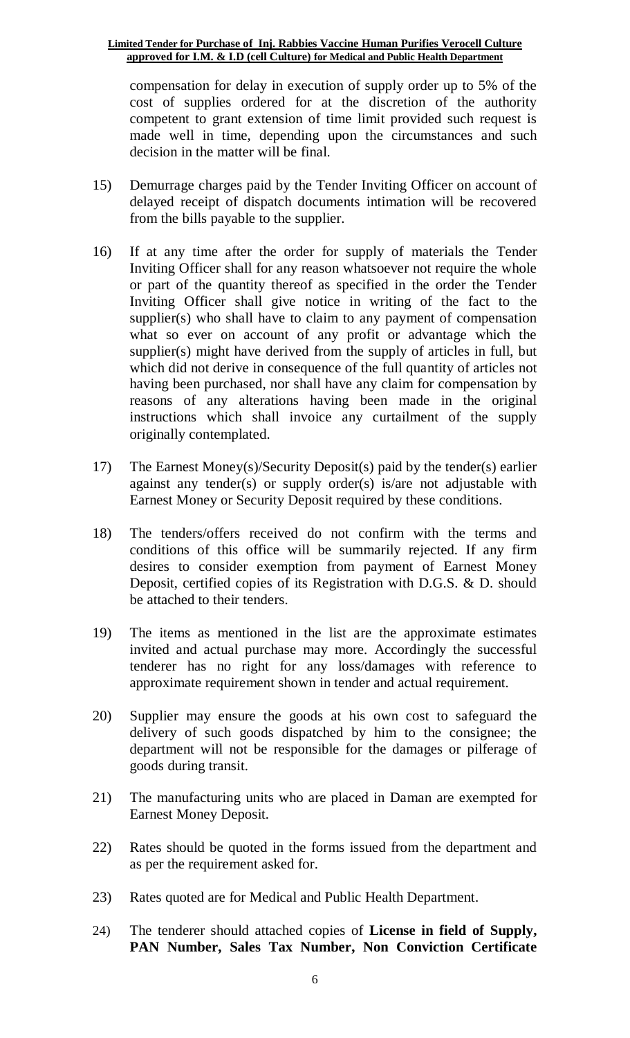compensation for delay in execution of supply order up to 5% of the cost of supplies ordered for at the discretion of the authority competent to grant extension of time limit provided such request is made well in time, depending upon the circumstances and such decision in the matter will be final.

15) Demurrage charges paid by the Tender Inviting Officer on account of delayed receipt of dispatch documents intimation will be recovered from the bills payable to the supplier.

16) If at any time after the order for supply of materials the Tender Inviting Officer shall for any reason whatsoever not require the whole or part of the quantity thereof as specified in the order the Tender Inviting Officer shall give notice in writing of the fact to the supplier(s) who shall have to claim to any payment of compensation what so ever on account of any profit or advantage which the supplier(s) might have derived from the supply of articles in full, but which did not derive in consequence of the full quantity of articles not having been purchased, nor shall have any claim for compensation by reasons of any alterations having been made in the original instructions which shall invoice any curtailment of the supply originally contemplated.

17) The Earnest Money(s)/Security Deposit(s) paid by the tender(s) earlier against any tender(s) or supply order(s) is/are not adjustable with Earnest Money or Security Deposit required by these conditions.

18) The tenders/offers received do not confirm with the terms and conditions of this office will be summarily rejected. If any firm desires to consider exemption from payment of Earnest Money Deposit, certified copies of its Registration with D.G.S. & D. should be attached to their tenders.

19) The items as mentioned in the list are the approximate estimates invited and actual purchase may more. Accordingly the successful tenderer has no right for any loss/damages with reference to approximate requirement shown in tender and actual requirement.

20) Supplier may ensure the goods at his own cost to safeguard the delivery of such goods dispatched by him to the consignee; the department will not be responsible for the damages or pilferage of goods during transit.

21) The manufacturing units who are placed in Daman are exempted for Earnest Money Deposit.

22) Rates should be quoted in the forms issued from the department and as per the requirement asked for.

23) Rates quoted are for Medical and Public Health Department.

24) The tenderer should attached copies of **License in field of Supply, PAN Number, Sales Tax Number, Non Conviction Certificate**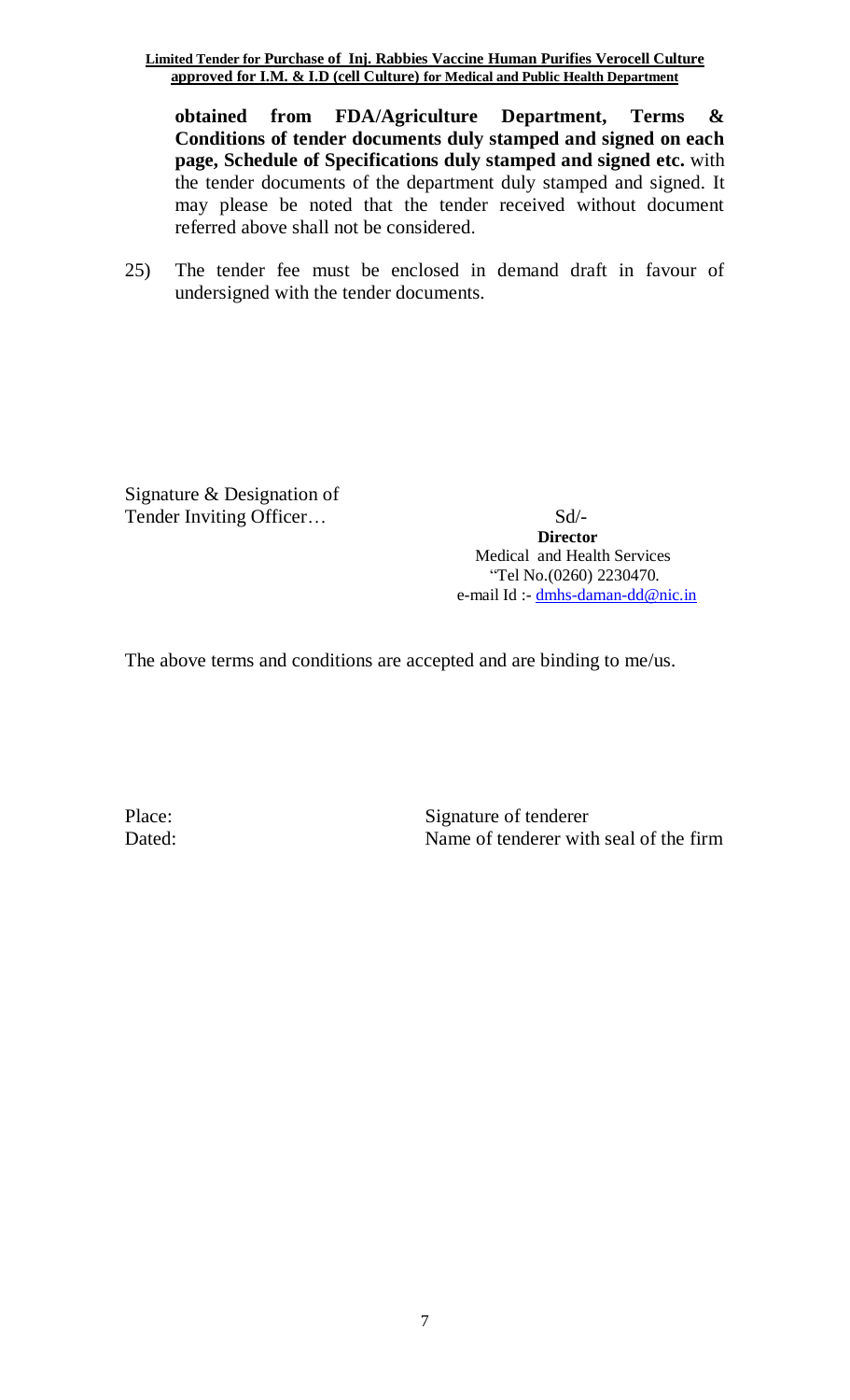**obtained from FDA/Agriculture Department, Terms & Conditions of tender documents duly stamped and signed on each page, Schedule of Specifications duly stamped and signed etc.** with the tender documents of the department duly stamped and signed. It may please be noted that the tender received without document referred above shall not be considered.

25) The tender fee must be enclosed in demand draft in favour of undersigned with the tender documents.

Signature & Designation of
Tender Inviting Officer…

Sd/-
**Director**
Medical and Health Services
"Tel No.(0260) 2230470.
e-mail Id :- dmhs-daman-dd@nic.in

The above terms and conditions are accepted and are binding to me/us.

Place: Signature of tenderer
Dated: Name of tenderer with seal of the firm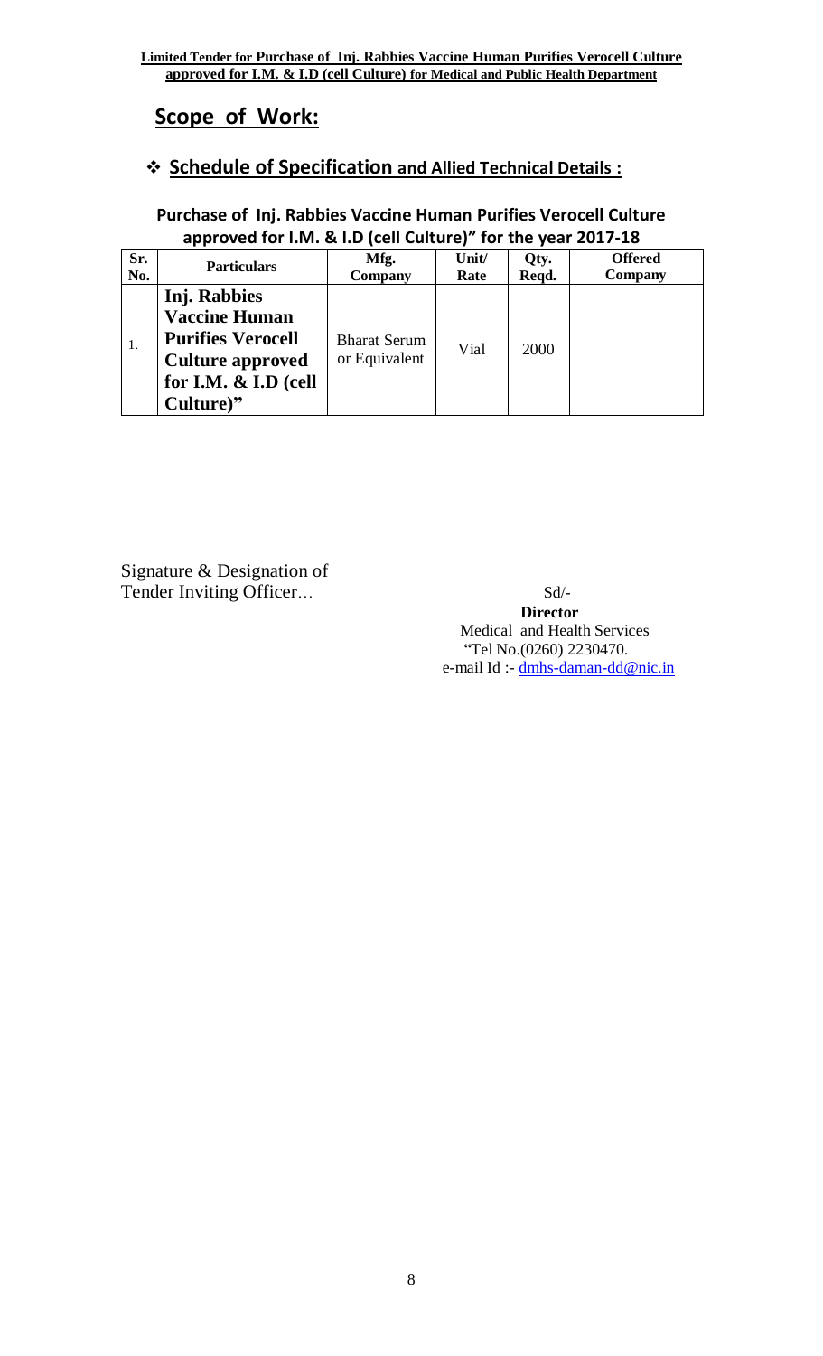**Limited Tender for Purchase of Inj. Rabbies Vaccine Human Purifies Verocell Culture approved for I.M. & I.D (cell Culture) for Medical and Public Health Department**

## Scope of Work:

### ❖ Schedule of Specification and Allied Technical Details :

**Purchase of Inj. Rabbies Vaccine Human Purifies Verocell Culture approved for I.M. & I.D (cell Culture)" for the year 2017-18**

| Sr. No. | Particulars | Mfg. Company | Unit/ Rate | Qty. Reqd. | Offered Company |
|---|---|---|---|---|---|
| 1. | **Inj. Rabbies Vaccine Human Purifies Verocell Culture approved for I.M. & I.D (cell Culture)"** | Bharat Serum or Equivalent | Vial | 2000 | |

Signature & Designation of Tender Inviting Officer…

Sd/-
**Director**
Medical and Health Services
"Tel No.(0260) 2230470.
e-mail Id :- dmhs-daman-dd@nic.in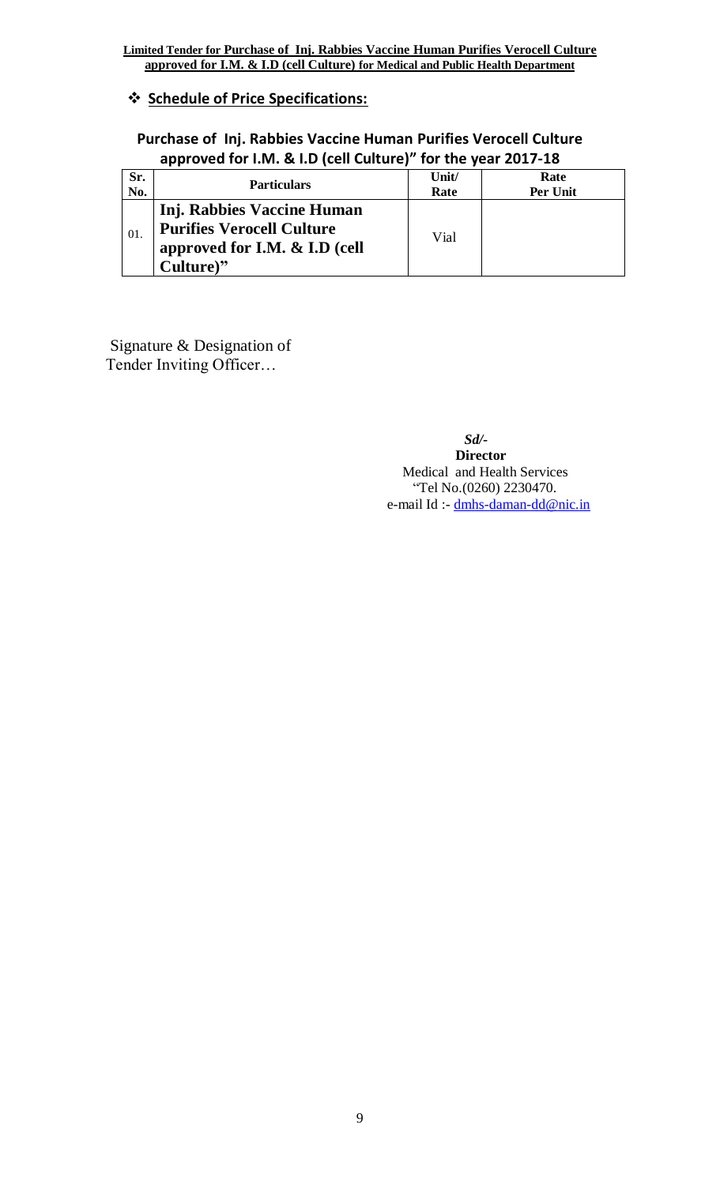❖ **Schedule of Price Specifications:**

### Purchase of Inj. Rabbies Vaccine Human Purifies Verocell Culture approved for I.M. & I.D (cell Culture)" for the year 2017-18

| Sr. No. | Particulars | Unit/ Rate | Rate Per Unit |
|---|---|---|---|
| 01. | **Inj. Rabbies Vaccine Human Purifies Verocell Culture approved for I.M. & I.D (cell Culture)"** | Vial | |

Signature & Designation of
Tender Inviting Officer…

***Sd/-***
**Director**
Medical and Health Services
"Tel No.(0260) 2230470.
e-mail Id :- dmhs-daman-dd@nic.in